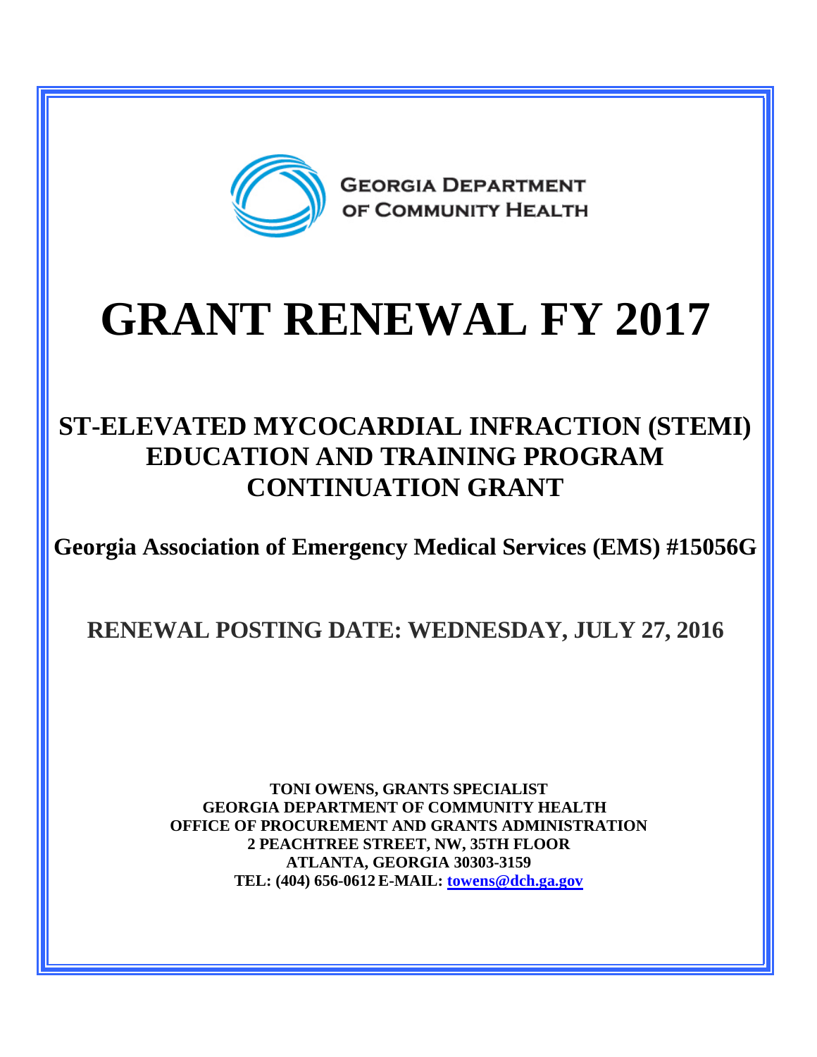GEORGIA DEPARTMENT OF COMMUNITY HEALTH

# GRANT RENEWAL FY 2017

## ST-ELEVATED MYCOCARDIAL INFRACTION (STEMI) EDUCATION AND TRAINING PROGRAM CONTINUATION GRANT

**Georgia Association of Emergency Medical Services (EMS) #15056G**

**RENEWAL POSTING DATE: WEDNESDAY, JULY 27, 2016**

**TONI OWENS, GRANTS SPECIALIST**
**GEORGIA DEPARTMENT OF COMMUNITY HEALTH**
**OFFICE OF PROCUREMENT AND GRANTS ADMINISTRATION**
**2 PEACHTREE STREET, NW, 35TH FLOOR**
**ATLANTA, GEORGIA 30303-3159**
**TEL: (404) 656-0612 E-MAIL: towens@dch.ga.gov**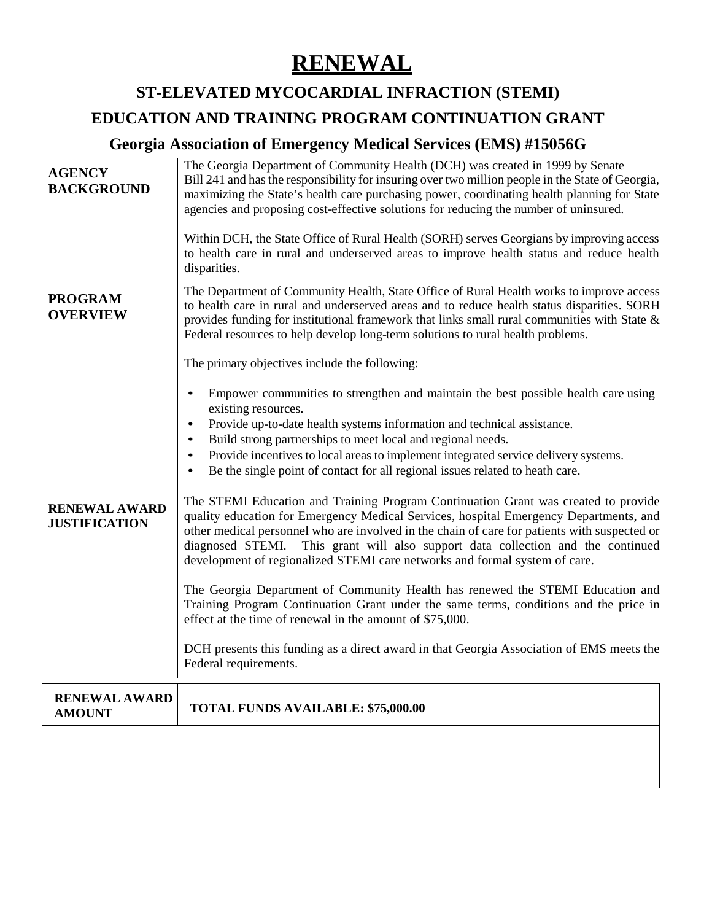# RENEWAL

## ST-ELEVATED MYCOCARDIAL INFRACTION (STEMI)

## EDUCATION AND TRAINING PROGRAM CONTINUATION GRANT

## Georgia Association of Emergency Medical Services (EMS) #15056G

| | |
|---|---|
| **AGENCY BACKGROUND** | The Georgia Department of Community Health (DCH) was created in 1999 by Senate Bill 241 and has the responsibility for insuring over two million people in the State of Georgia, maximizing the State's health care purchasing power, coordinating health planning for State agencies and proposing cost-effective solutions for reducing the number of uninsured.<br><br>Within DCH, the State Office of Rural Health (SORH) serves Georgians by improving access to health care in rural and underserved areas to improve health status and reduce health disparities. |
| **PROGRAM OVERVIEW** | The Department of Community Health, State Office of Rural Health works to improve access to health care in rural and underserved areas and to reduce health status disparities. SORH provides funding for institutional framework that links small rural communities with State & Federal resources to help develop long-term solutions to rural health problems.<br><br>The primary objectives include the following:<br><br>• Empower communities to strengthen and maintain the best possible health care using existing resources.<br>• Provide up-to-date health systems information and technical assistance.<br>• Build strong partnerships to meet local and regional needs.<br>• Provide incentives to local areas to implement integrated service delivery systems.<br>• Be the single point of contact for all regional issues related to heath care. |
| **RENEWAL AWARD JUSTIFICATION** | The STEMI Education and Training Program Continuation Grant was created to provide quality education for Emergency Medical Services, hospital Emergency Departments, and other medical personnel who are involved in the chain of care for patients with suspected or diagnosed STEMI. This grant will also support data collection and the continued development of regionalized STEMI care networks and formal system of care.<br><br>The Georgia Department of Community Health has renewed the STEMI Education and Training Program Continuation Grant under the same terms, conditions and the price in effect at the time of renewal in the amount of $75,000.<br><br>DCH presents this funding as a direct award in that Georgia Association of EMS meets the Federal requirements. |

| | |
|---|---|
| **RENEWAL AWARD AMOUNT** | **TOTAL FUNDS AVAILABLE: $75,000.00** |